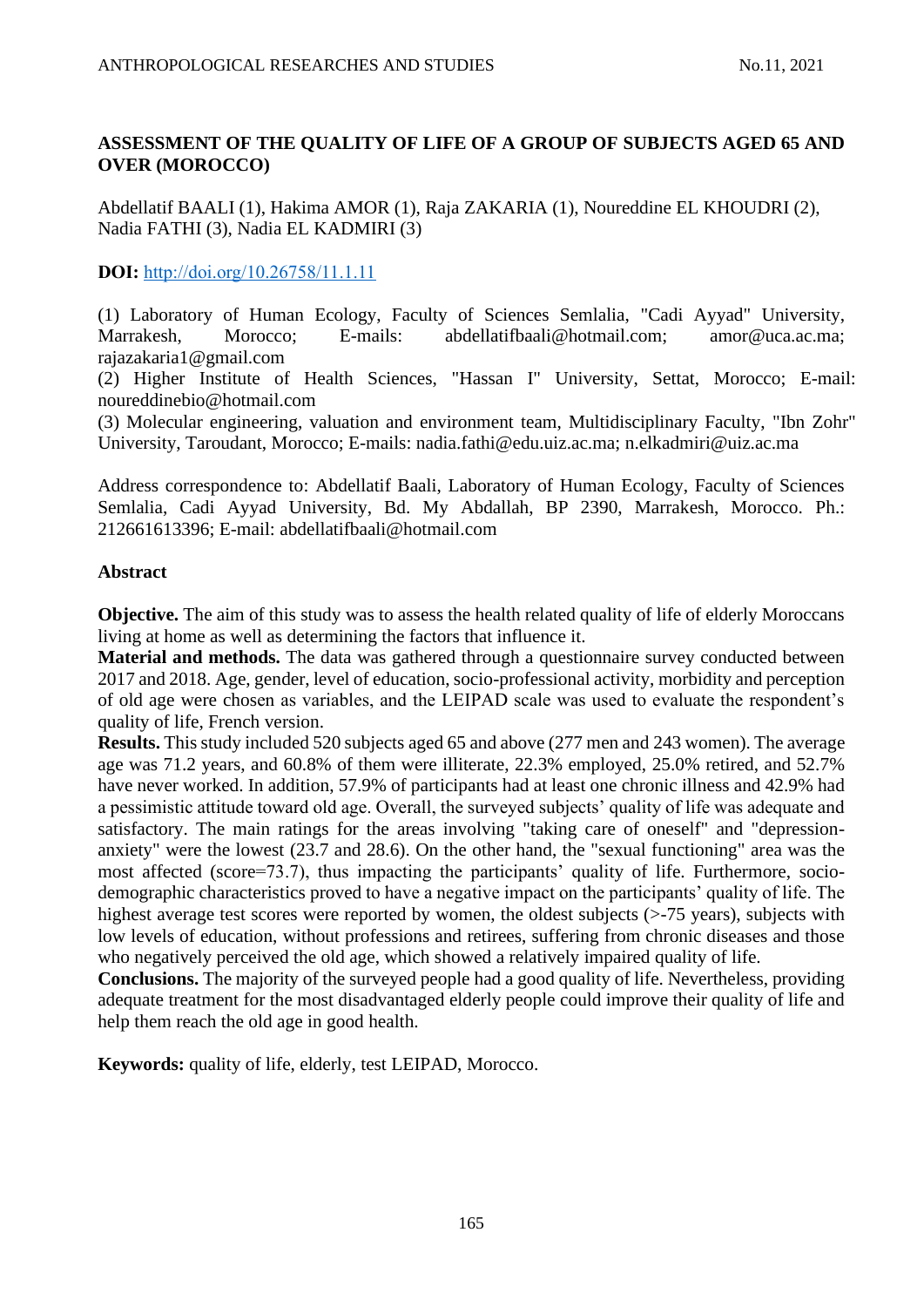# ASSESSMENT OF THE QUALITY OF LIFE OF A GROUP OF SUBJECTS AGED 65 AND OVER (MOROCCO)

Abdellatif BAALI (1), Hakima AMOR (1), Raja ZAKARIA (1), Noureddine EL KHOUDRI (2), Nadia FATHI (3), Nadia EL KADMIRI (3)

**DOI:** http://doi.org/10.26758/11.1.11

(1) Laboratory of Human Ecology, Faculty of Sciences Semlalia, "Cadi Ayyad" University, Marrakesh, Morocco; E-mails: abdellatifbaali@hotmail.com; amor@uca.ac.ma; rajazakaria1@gmail.com
(2) Higher Institute of Health Sciences, "Hassan I" University, Settat, Morocco; E-mail: noureddinebio@hotmail.com
(3) Molecular engineering, valuation and environment team, Multidisciplinary Faculty, "Ibn Zohr" University, Taroudant, Morocco; E-mails: nadia.fathi@edu.uiz.ac.ma; n.elkadmiri@uiz.ac.ma

Address correspondence to: Abdellatif Baali, Laboratory of Human Ecology, Faculty of Sciences Semlalia, Cadi Ayyad University, Bd. My Abdallah, BP 2390, Marrakesh, Morocco. Ph.: 212661613396; E-mail: abdellatifbaali@hotmail.com

## Abstract

**Objective.** The aim of this study was to assess the health related quality of life of elderly Moroccans living at home as well as determining the factors that influence it.

**Material and methods.** The data was gathered through a questionnaire survey conducted between 2017 and 2018. Age, gender, level of education, socio-professional activity, morbidity and perception of old age were chosen as variables, and the LEIPAD scale was used to evaluate the respondent's quality of life, French version.

**Results.** This study included 520 subjects aged 65 and above (277 men and 243 women). The average age was 71.2 years, and 60.8% of them were illiterate, 22.3% employed, 25.0% retired, and 52.7% have never worked. In addition, 57.9% of participants had at least one chronic illness and 42.9% had a pessimistic attitude toward old age. Overall, the surveyed subjects' quality of life was adequate and satisfactory. The main ratings for the areas involving "taking care of oneself" and "depression-anxiety" were the lowest (23.7 and 28.6). On the other hand, the "sexual functioning" area was the most affected (score=73.7), thus impacting the participants' quality of life. Furthermore, socio-demographic characteristics proved to have a negative impact on the participants' quality of life. The highest average test scores were reported by women, the oldest subjects (>-75 years), subjects with low levels of education, without professions and retirees, suffering from chronic diseases and those who negatively perceived the old age, which showed a relatively impaired quality of life.

**Conclusions.** The majority of the surveyed people had a good quality of life. Nevertheless, providing adequate treatment for the most disadvantaged elderly people could improve their quality of life and help them reach the old age in good health.

**Keywords:** quality of life, elderly, test LEIPAD, Morocco.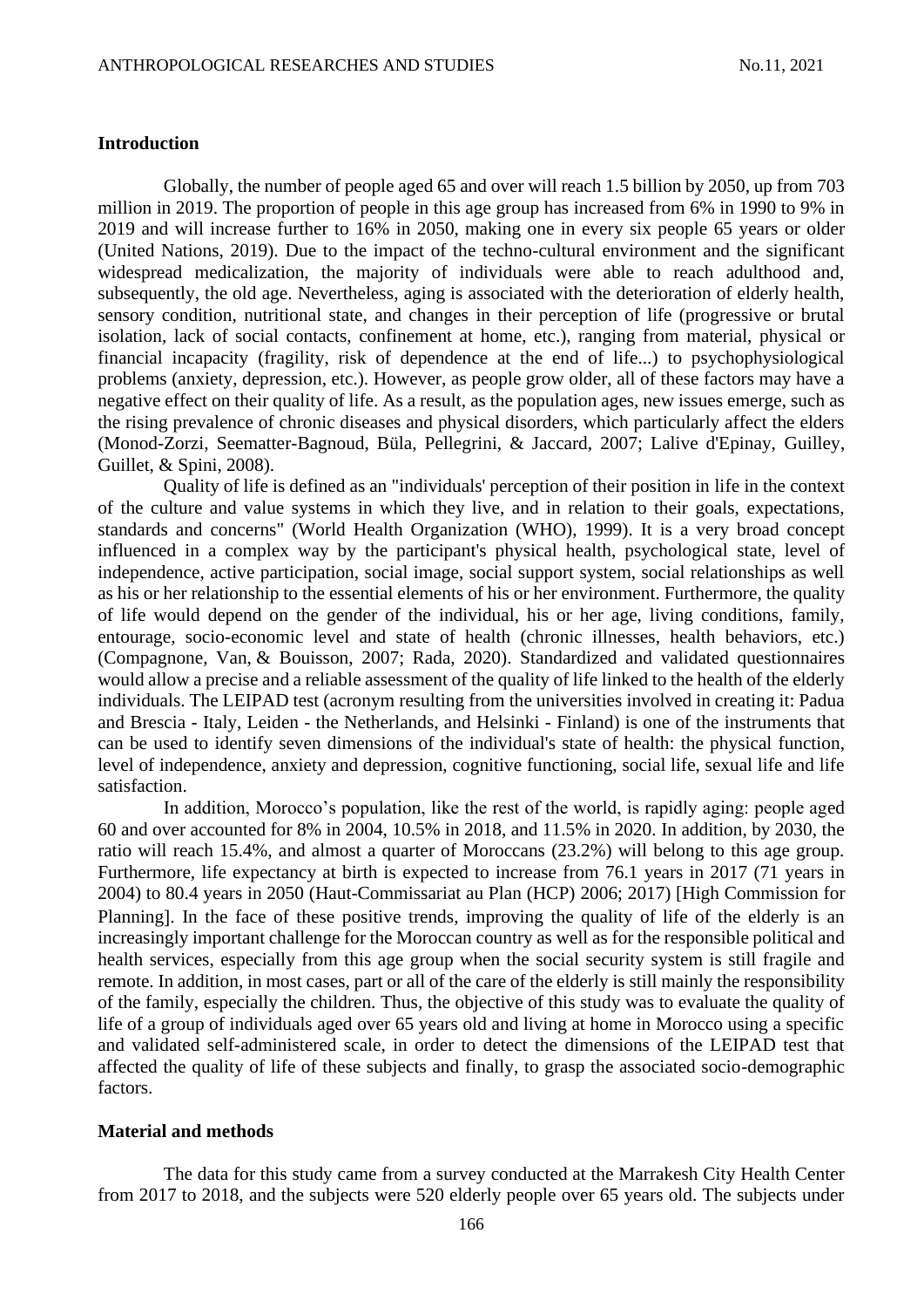## Introduction

Globally, the number of people aged 65 and over will reach 1.5 billion by 2050, up from 703 million in 2019. The proportion of people in this age group has increased from 6% in 1990 to 9% in 2019 and will increase further to 16% in 2050, making one in every six people 65 years or older (United Nations, 2019). Due to the impact of the techno-cultural environment and the significant widespread medicalization, the majority of individuals were able to reach adulthood and, subsequently, the old age. Nevertheless, aging is associated with the deterioration of elderly health, sensory condition, nutritional state, and changes in their perception of life (progressive or brutal isolation, lack of social contacts, confinement at home, etc.), ranging from material, physical or financial incapacity (fragility, risk of dependence at the end of life...) to psychophysiological problems (anxiety, depression, etc.). However, as people grow older, all of these factors may have a negative effect on their quality of life. As a result, as the population ages, new issues emerge, such as the rising prevalence of chronic diseases and physical disorders, which particularly affect the elders (Monod-Zorzi, Seematter-Bagnoud, Büla, Pellegrini, & Jaccard, 2007; Lalive d'Epinay, Guilley, Guillet, & Spini, 2008).

Quality of life is defined as an "individuals' perception of their position in life in the context of the culture and value systems in which they live, and in relation to their goals, expectations, standards and concerns" (World Health Organization (WHO), 1999). It is a very broad concept influenced in a complex way by the participant's physical health, psychological state, level of independence, active participation, social image, social support system, social relationships as well as his or her relationship to the essential elements of his or her environment. Furthermore, the quality of life would depend on the gender of the individual, his or her age, living conditions, family, entourage, socio-economic level and state of health (chronic illnesses, health behaviors, etc.) (Compagnone, Van, & Bouisson, 2007; Rada, 2020). Standardized and validated questionnaires would allow a precise and a reliable assessment of the quality of life linked to the health of the elderly individuals. The LEIPAD test (acronym resulting from the universities involved in creating it: Padua and Brescia - Italy, Leiden - the Netherlands, and Helsinki - Finland) is one of the instruments that can be used to identify seven dimensions of the individual's state of health: the physical function, level of independence, anxiety and depression, cognitive functioning, social life, sexual life and life satisfaction.

In addition, Morocco's population, like the rest of the world, is rapidly aging: people aged 60 and over accounted for 8% in 2004, 10.5% in 2018, and 11.5% in 2020. In addition, by 2030, the ratio will reach 15.4%, and almost a quarter of Moroccans (23.2%) will belong to this age group. Furthermore, life expectancy at birth is expected to increase from 76.1 years in 2017 (71 years in 2004) to 80.4 years in 2050 (Haut-Commissariat au Plan (HCP) 2006; 2017) [High Commission for Planning]. In the face of these positive trends, improving the quality of life of the elderly is an increasingly important challenge for the Moroccan country as well as for the responsible political and health services, especially from this age group when the social security system is still fragile and remote. In addition, in most cases, part or all of the care of the elderly is still mainly the responsibility of the family, especially the children. Thus, the objective of this study was to evaluate the quality of life of a group of individuals aged over 65 years old and living at home in Morocco using a specific and validated self-administered scale, in order to detect the dimensions of the LEIPAD test that affected the quality of life of these subjects and finally, to grasp the associated socio-demographic factors.

## Material and methods

The data for this study came from a survey conducted at the Marrakesh City Health Center from 2017 to 2018, and the subjects were 520 elderly people over 65 years old. The subjects under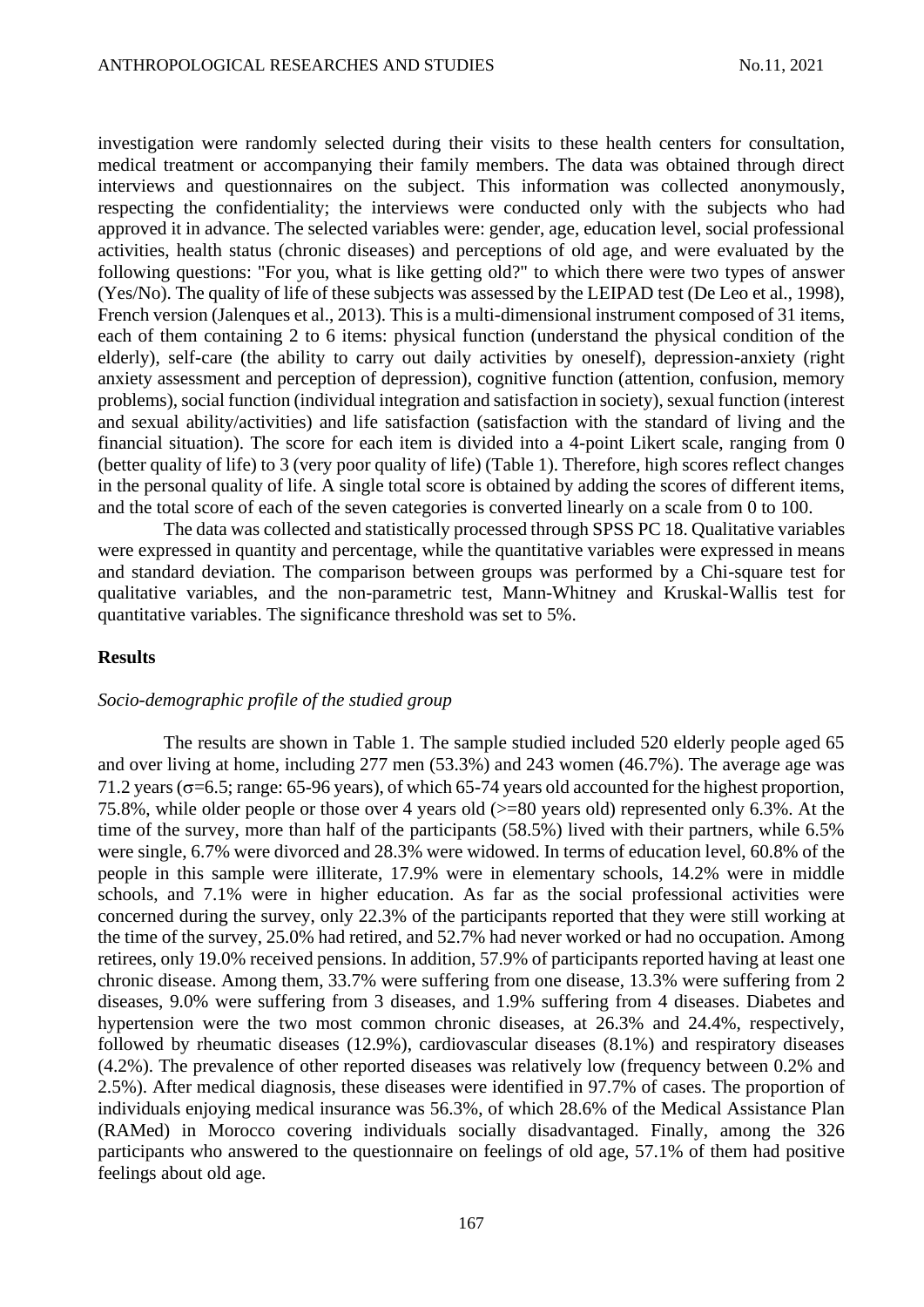investigation were randomly selected during their visits to these health centers for consultation, medical treatment or accompanying their family members. The data was obtained through direct interviews and questionnaires on the subject. This information was collected anonymously, respecting the confidentiality; the interviews were conducted only with the subjects who had approved it in advance. The selected variables were: gender, age, education level, social professional activities, health status (chronic diseases) and perceptions of old age, and were evaluated by the following questions: "For you, what is like getting old?" to which there were two types of answer (Yes/No). The quality of life of these subjects was assessed by the LEIPAD test (De Leo et al., 1998), French version (Jalenques et al., 2013). This is a multi-dimensional instrument composed of 31 items, each of them containing 2 to 6 items: physical function (understand the physical condition of the elderly), self-care (the ability to carry out daily activities by oneself), depression-anxiety (right anxiety assessment and perception of depression), cognitive function (attention, confusion, memory problems), social function (individual integration and satisfaction in society), sexual function (interest and sexual ability/activities) and life satisfaction (satisfaction with the standard of living and the financial situation). The score for each item is divided into a 4-point Likert scale, ranging from 0 (better quality of life) to 3 (very poor quality of life) (Table 1). Therefore, high scores reflect changes in the personal quality of life. A single total score is obtained by adding the scores of different items, and the total score of each of the seven categories is converted linearly on a scale from 0 to 100.

The data was collected and statistically processed through SPSS PC 18. Qualitative variables were expressed in quantity and percentage, while the quantitative variables were expressed in means and standard deviation. The comparison between groups was performed by a Chi-square test for qualitative variables, and the non-parametric test, Mann-Whitney and Kruskal-Wallis test for quantitative variables. The significance threshold was set to 5%.

## Results

### *Socio-demographic profile of the studied group*

The results are shown in Table 1. The sample studied included 520 elderly people aged 65 and over living at home, including 277 men (53.3%) and 243 women (46.7%). The average age was 71.2 years ($\sigma$=6.5; range: 65-96 years), of which 65-74 years old accounted for the highest proportion, 75.8%, while older people or those over 4 years old (>=80 years old) represented only 6.3%. At the time of the survey, more than half of the participants (58.5%) lived with their partners, while 6.5% were single, 6.7% were divorced and 28.3% were widowed. In terms of education level, 60.8% of the people in this sample were illiterate, 17.9% were in elementary schools, 14.2% were in middle schools, and 7.1% were in higher education. As far as the social professional activities were concerned during the survey, only 22.3% of the participants reported that they were still working at the time of the survey, 25.0% had retired, and 52.7% had never worked or had no occupation. Among retirees, only 19.0% received pensions. In addition, 57.9% of participants reported having at least one chronic disease. Among them, 33.7% were suffering from one disease, 13.3% were suffering from 2 diseases, 9.0% were suffering from 3 diseases, and 1.9% suffering from 4 diseases. Diabetes and hypertension were the two most common chronic diseases, at 26.3% and 24.4%, respectively, followed by rheumatic diseases (12.9%), cardiovascular diseases (8.1%) and respiratory diseases (4.2%). The prevalence of other reported diseases was relatively low (frequency between 0.2% and 2.5%). After medical diagnosis, these diseases were identified in 97.7% of cases. The proportion of individuals enjoying medical insurance was 56.3%, of which 28.6% of the Medical Assistance Plan (RAMed) in Morocco covering individuals socially disadvantaged. Finally, among the 326 participants who answered to the questionnaire on feelings of old age, 57.1% of them had positive feelings about old age.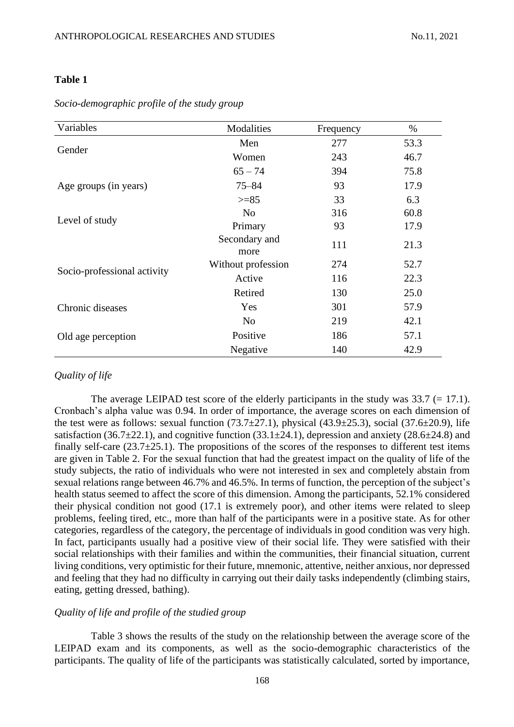**Table 1**

*Socio-demographic profile of the study group*

| Variables | Modalities | Frequency | % |
|---|---|---|---|
| Gender | Men | 277 | 53.3 |
| | Women | 243 | 46.7 |
| Age groups (in years) | 65 – 74 | 394 | 75.8 |
| | 75–84 | 93 | 17.9 |
| | >=85 | 33 | 6.3 |
| Level of study | No | 316 | 60.8 |
| | Primary | 93 | 17.9 |
| | Secondary and more | 111 | 21.3 |
| Socio-professional activity | Without profession | 274 | 52.7 |
| | Active | 116 | 22.3 |
| | Retired | 130 | 25.0 |
| Chronic diseases | Yes | 301 | 57.9 |
| | No | 219 | 42.1 |
| Old age perception | Positive | 186 | 57.1 |
| | Negative | 140 | 42.9 |

*Quality of life*

The average LEIPAD test score of the elderly participants in the study was 33.7 (= 17.1). Cronbach's alpha value was 0.94. In order of importance, the average scores on each dimension of the test were as follows: sexual function (73.7±27.1), physical (43.9±25.3), social (37.6±20.9), life satisfaction (36.7±22.1), and cognitive function (33.1±24.1), depression and anxiety (28.6±24.8) and finally self-care (23.7±25.1). The propositions of the scores of the responses to different test items are given in Table 2. For the sexual function that had the greatest impact on the quality of life of the study subjects, the ratio of individuals who were not interested in sex and completely abstain from sexual relations range between 46.7% and 46.5%. In terms of function, the perception of the subject's health status seemed to affect the score of this dimension. Among the participants, 52.1% considered their physical condition not good (17.1 is extremely poor), and other items were related to sleep problems, feeling tired, etc., more than half of the participants were in a positive state. As for other categories, regardless of the category, the percentage of individuals in good condition was very high. In fact, participants usually had a positive view of their social life. They were satisfied with their social relationships with their families and within the communities, their financial situation, current living conditions, very optimistic for their future, mnemonic, attentive, neither anxious, nor depressed and feeling that they had no difficulty in carrying out their daily tasks independently (climbing stairs, eating, getting dressed, bathing).

*Quality of life and profile of the studied group*

Table 3 shows the results of the study on the relationship between the average score of the LEIPAD exam and its components, as well as the socio-demographic characteristics of the participants. The quality of life of the participants was statistically calculated, sorted by importance,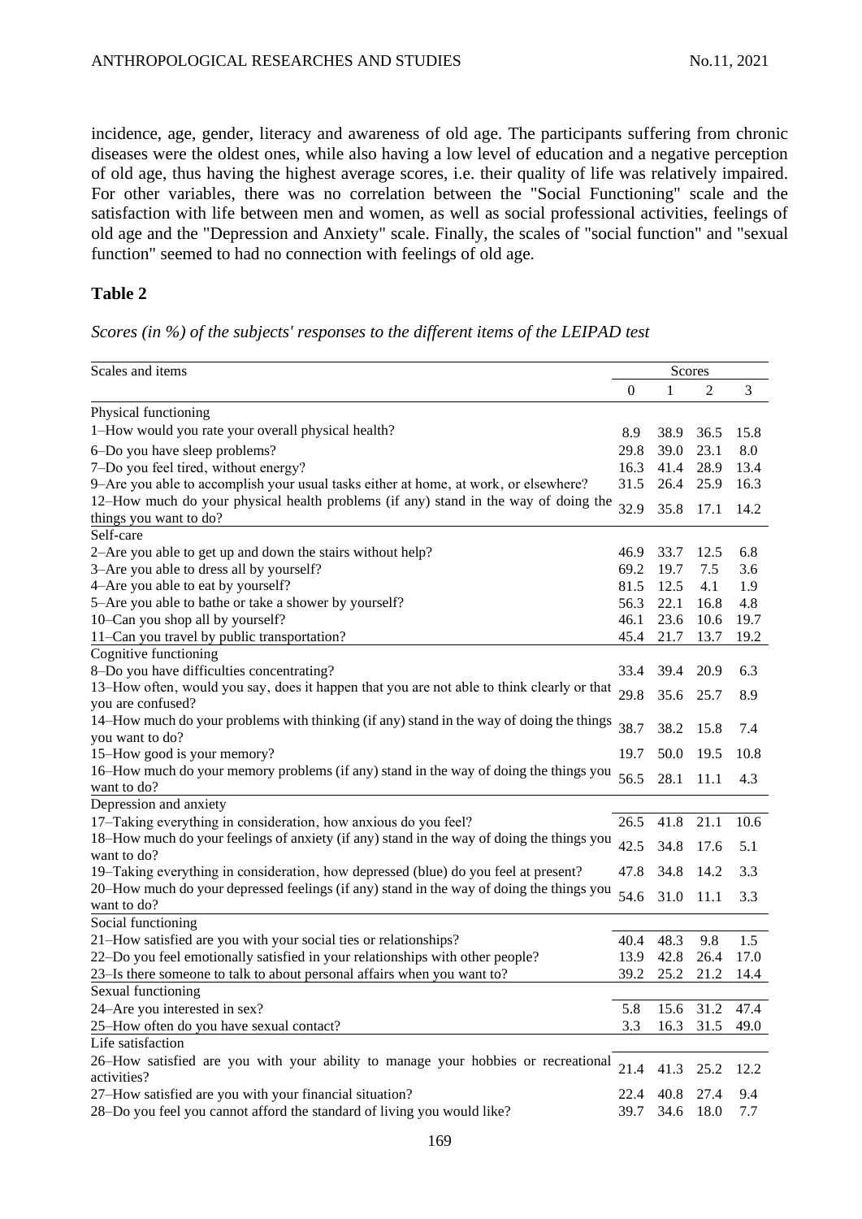incidence, age, gender, literacy and awareness of old age. The participants suffering from chronic diseases were the oldest ones, while also having a low level of education and a negative perception of old age, thus having the highest average scores, i.e. their quality of life was relatively impaired. For other variables, there was no correlation between the "Social Functioning" scale and the satisfaction with life between men and women, as well as social professional activities, feelings of old age and the "Depression and Anxiety" scale. Finally, the scales of "social function" and "sexual function" seemed to had no connection with feelings of old age.

## Table 2

*Scores (in %) of the subjects' responses to the different items of the LEIPAD test*

| Scales and items | Scores | | | |
|---|---|---|---|---|
| | 0 | 1 | 2 | 3 |
| **Physical functioning** | | | | |
| 1–How would you rate your overall physical health? | 8.9 | 38.9 | 36.5 | 15.8 |
| 6–Do you have sleep problems? | 29.8 | 39.0 | 23.1 | 8.0 |
| 7–Do you feel tired, without energy? | 16.3 | 41.4 | 28.9 | 13.4 |
| 9–Are you able to accomplish your usual tasks either at home, at work, or elsewhere? | 31.5 | 26.4 | 25.9 | 16.3 |
| 12–How much do your physical health problems (if any) stand in the way of doing the things you want to do? | 32.9 | 35.8 | 17.1 | 14.2 |
| **Self-care** | | | | |
| 2–Are you able to get up and down the stairs without help? | 46.9 | 33.7 | 12.5 | 6.8 |
| 3–Are you able to dress all by yourself? | 69.2 | 19.7 | 7.5 | 3.6 |
| 4–Are you able to eat by yourself? | 81.5 | 12.5 | 4.1 | 1.9 |
| 5–Are you able to bathe or take a shower by yourself? | 56.3 | 22.1 | 16.8 | 4.8 |
| 10–Can you shop all by yourself? | 46.1 | 23.6 | 10.6 | 19.7 |
| 11–Can you travel by public transportation? | 45.4 | 21.7 | 13.7 | 19.2 |
| **Cognitive functioning** | | | | |
| 8–Do you have difficulties concentrating? | 33.4 | 39.4 | 20.9 | 6.3 |
| 13–How often, would you say, does it happen that you are not able to think clearly or that you are confused? | 29.8 | 35.6 | 25.7 | 8.9 |
| 14–How much do your problems with thinking (if any) stand in the way of doing the things you want to do? | 38.7 | 38.2 | 15.8 | 7.4 |
| 15–How good is your memory? | 19.7 | 50.0 | 19.5 | 10.8 |
| 16–How much do your memory problems (if any) stand in the way of doing the things you want to do? | 56.5 | 28.1 | 11.1 | 4.3 |
| **Depression and anxiety** | | | | |
| 17–Taking everything in consideration, how anxious do you feel? | 26.5 | 41.8 | 21.1 | 10.6 |
| 18–How much do your feelings of anxiety (if any) stand in the way of doing the things you want to do? | 42.5 | 34.8 | 17.6 | 5.1 |
| 19–Taking everything in consideration, how depressed (blue) do you feel at present? | 47.8 | 34.8 | 14.2 | 3.3 |
| 20–How much do your depressed feelings (if any) stand in the way of doing the things you want to do? | 54.6 | 31.0 | 11.1 | 3.3 |
| **Social functioning** | | | | |
| 21–How satisfied are you with your social ties or relationships? | 40.4 | 48.3 | 9.8 | 1.5 |
| 22–Do you feel emotionally satisfied in your relationships with other people? | 13.9 | 42.8 | 26.4 | 17.0 |
| 23–Is there someone to talk to about personal affairs when you want to? | 39.2 | 25.2 | 21.2 | 14.4 |
| **Sexual functioning** | | | | |
| 24–Are you interested in sex? | 5.8 | 15.6 | 31.2 | 47.4 |
| 25–How often do you have sexual contact? | 3.3 | 16.3 | 31.5 | 49.0 |
| **Life satisfaction** | | | | |
| 26–How satisfied are you with your ability to manage your hobbies or recreational activities? | 21.4 | 41.3 | 25.2 | 12.2 |
| 27–How satisfied are you with your financial situation? | 22.4 | 40.8 | 27.4 | 9.4 |
| 28–Do you feel you cannot afford the standard of living you would like? | 39.7 | 34.6 | 18.0 | 7.7 |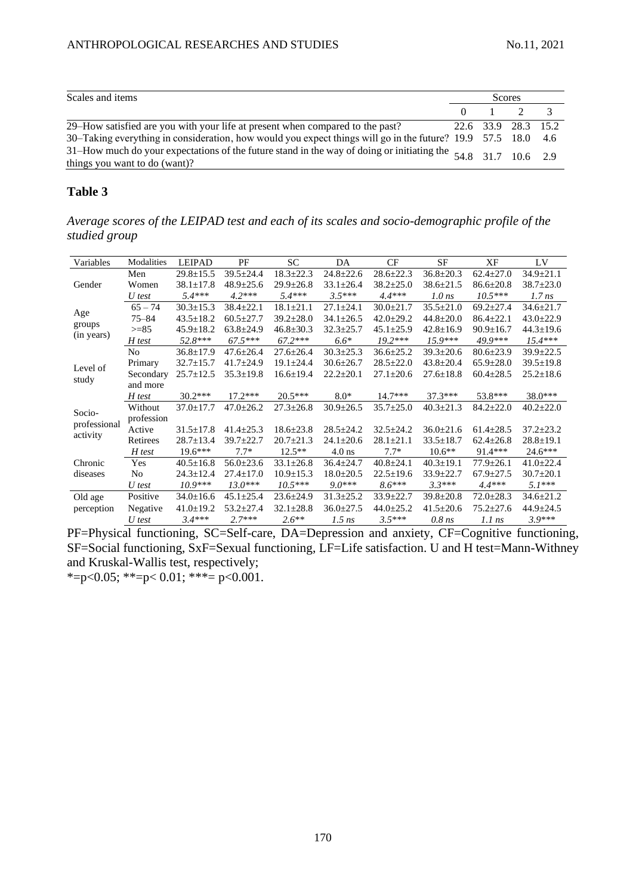| Scales and items | Scores | | | |
|---|---|---|---|---|
| | 0 | 1 | 2 | 3 |
| 29–How satisfied are you with your life at present when compared to the past? | 22.6 | 33.9 | 28.3 | 15.2 |
| 30–Taking everything in consideration, how would you expect things will go in the future? | 19.9 | 57.5 | 18.0 | 4.6 |
| 31–How much do your expectations of the future stand in the way of doing or initiating the things you want to do (want)? | 54.8 | 31.7 | 10.6 | 2.9 |

## Table 3

*Average scores of the LEIPAD test and each of its scales and socio-demographic profile of the studied group*

| Variables | Modalities | LEIPAD | PF | SC | DA | CF | SF | XF | LV |
|---|---|---|---|---|---|---|---|---|---|
| Gender | Men | 29.8±15.5 | 39.5±24.4 | 18.3±22.3 | 24.8±22.6 | 28.6±22.3 | 36.8±20.3 | 62.4±27.0 | 34.9±21.1 |
| | Women | 38.1±17.8 | 48.9±25.6 | 29.9±26.8 | 33.1±26.4 | 38.2±25.0 | 38.6±21.5 | 86.6±20.8 | 38.7±23.0 |
| | *U test* | *5.4**** | *4.2**** | *5.4**** | *3.5**** | *4.4**** | *1.0 ns* | *10.5**** | *1.7 ns* |
| Age groups (in years) | 65 – 74 | 30.3±15.3 | 38.4±22.1 | 18.1±21.1 | 27.1±24.1 | 30.0±21.7 | 35.5±21.0 | 69.2±27.4 | 34.6±21.7 |
| | 75–84 | 43.5±18.2 | 60.5±27.7 | 39.2±28.0 | 34.1±26.5 | 42.0±29.2 | 44.8±20.0 | 86.4±22.1 | 43.0±22.9 |
| | >=85 | 45.9±18.2 | 63.8±24.9 | 46.8±30.3 | 32.3±25.7 | 45.1±25.9 | 42.8±16.9 | 90.9±16.7 | 44.3±19.6 |
| | *H test* | *52.8**** | *67.5**** | *67.2**** | *6.6** | *19.2**** | *15.9**** | *49.9**** | *15.4**** |
| Level of study | No | 36.8±17.9 | 47.6±26.4 | 27.6±26.4 | 30.3±25.3 | 36.6±25.2 | 39.3±20.6 | 80.6±23.9 | 39.9±22.5 |
| | Primary | 32.7±15.7 | 41.7±24.9 | 19.1±24.4 | 30.6±26.7 | 28.5±22.0 | 43.8±20.4 | 65.9±28.0 | 39.5±19.8 |
| | Secondary and more | 25.7±12.5 | 35.3±19.8 | 16.6±19.4 | 22.2±20.1 | 27.1±20.6 | 27.6±18.8 | 60.4±28.5 | 25.2±18.6 |
| | *H test* | 30.2*** | 17.2*** | 20.5*** | 8.0* | 14.7*** | 37.3*** | 53.8*** | 38.0*** |
| Socio-professional activity | Without profession | 37.0±17.7 | 47.0±26.2 | 27.3±26.8 | 30.9±26.5 | 35.7±25.0 | 40.3±21.3 | 84.2±22.0 | 40.2±22.0 |
| | Active | 31.5±17.8 | 41.4±25.3 | 18.6±23.8 | 28.5±24.2 | 32.5±24.2 | 36.0±21.6 | 61.4±28.5 | 37.2±23.2 |
| | Retirees | 28.7±13.4 | 39.7±22.7 | 20.7±21.3 | 24.1±20.6 | 28.1±21.1 | 33.5±18.7 | 62.4±26.8 | 28.8±19.1 |
| | *H test* | 19.6*** | 7.7* | 12.5** | 4.0 ns | 7.7* | 10.6** | 91.4*** | 24.6*** |
| Chronic diseases | Yes | 40.5±16.8 | 56.0±23.6 | 33.1±26.8 | 36.4±24.7 | 40.8±24.1 | 40.3±19.1 | 77.9±26.1 | 41.0±22.4 |
| | No | 24.3±12.4 | 27.4±17.0 | 10.9±15.3 | 18.0±20.5 | 22.5±19.6 | 33.9±22.7 | 67.9±27.5 | 30.7±20.1 |
| | *U test* | *10.9**** | *13.0**** | *10.5**** | *9.0**** | *8.6**** | *3.3**** | *4.4**** | *5.1**** |
| Old age perception | Positive | 34.0±16.6 | 45.1±25.4 | 23.6±24.9 | 31.3±25.2 | 33.9±22.7 | 39.8±20.8 | 72.0±28.3 | 34.6±21.2 |
| | Negative | 41.0±19.2 | 53.2±27.4 | 32.1±28.8 | 36.0±27.5 | 44.0±25.2 | 41.5±20.6 | 75.2±27.6 | 44.9±24.5 |
| | *U test* | *3.4**** | *2.7**** | *2.6*** | *1.5 ns* | *3.5**** | *0.8 ns* | *1.1 ns* | *3.9**** |

PF=Physical functioning, SC=Self-care, DA=Depression and anxiety, CF=Cognitive functioning, SF=Social functioning, SxF=Sexual functioning, LF=Life satisfaction. U and H test=Mann-Withney and Kruskal-Wallis test, respectively;
*=p<0.05; **=p< 0.01; ***= p<0.001.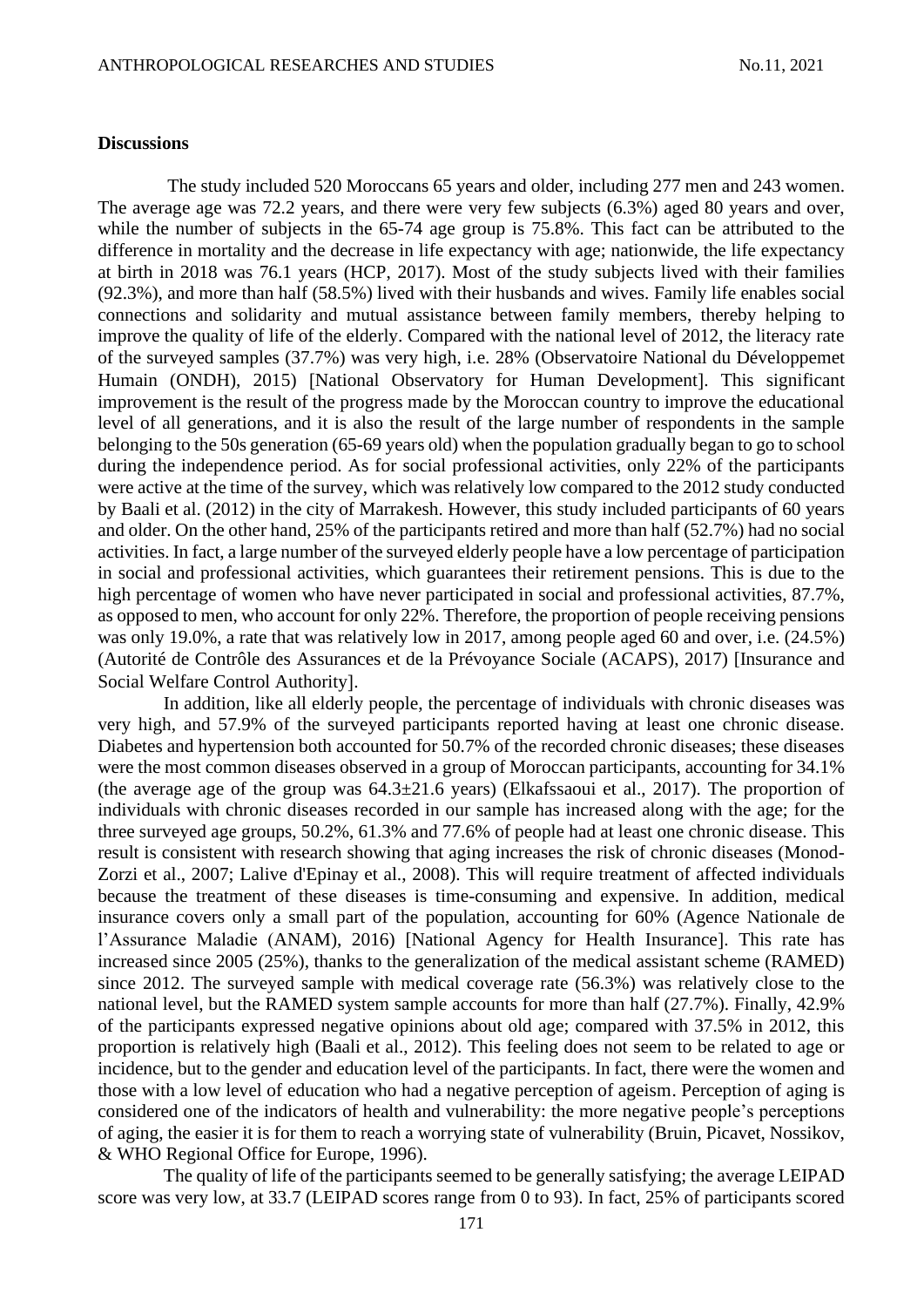**Discussions**

The study included 520 Moroccans 65 years and older, including 277 men and 243 women. The average age was 72.2 years, and there were very few subjects (6.3%) aged 80 years and over, while the number of subjects in the 65-74 age group is 75.8%. This fact can be attributed to the difference in mortality and the decrease in life expectancy with age; nationwide, the life expectancy at birth in 2018 was 76.1 years (HCP, 2017). Most of the study subjects lived with their families (92.3%), and more than half (58.5%) lived with their husbands and wives. Family life enables social connections and solidarity and mutual assistance between family members, thereby helping to improve the quality of life of the elderly. Compared with the national level of 2012, the literacy rate of the surveyed samples (37.7%) was very high, i.e. 28% (Observatoire National du Développemet Humain (ONDH), 2015) [National Observatory for Human Development]. This significant improvement is the result of the progress made by the Moroccan country to improve the educational level of all generations, and it is also the result of the large number of respondents in the sample belonging to the 50s generation (65-69 years old) when the population gradually began to go to school during the independence period. As for social professional activities, only 22% of the participants were active at the time of the survey, which was relatively low compared to the 2012 study conducted by Baali et al. (2012) in the city of Marrakesh. However, this study included participants of 60 years and older. On the other hand, 25% of the participants retired and more than half (52.7%) had no social activities. In fact, a large number of the surveyed elderly people have a low percentage of participation in social and professional activities, which guarantees their retirement pensions. This is due to the high percentage of women who have never participated in social and professional activities, 87.7%, as opposed to men, who account for only 22%. Therefore, the proportion of people receiving pensions was only 19.0%, a rate that was relatively low in 2017, among people aged 60 and over, i.e. (24.5%) (Autorité de Contrôle des Assurances et de la Prévoyance Sociale (ACAPS), 2017) [Insurance and Social Welfare Control Authority].

In addition, like all elderly people, the percentage of individuals with chronic diseases was very high, and 57.9% of the surveyed participants reported having at least one chronic disease. Diabetes and hypertension both accounted for 50.7% of the recorded chronic diseases; these diseases were the most common diseases observed in a group of Moroccan participants, accounting for 34.1% (the average age of the group was 64.3±21.6 years) (Elkafssaoui et al., 2017). The proportion of individuals with chronic diseases recorded in our sample has increased along with the age; for the three surveyed age groups, 50.2%, 61.3% and 77.6% of people had at least one chronic disease. This result is consistent with research showing that aging increases the risk of chronic diseases (Monod-Zorzi et al., 2007; Lalive d'Epinay et al., 2008). This will require treatment of affected individuals because the treatment of these diseases is time-consuming and expensive. In addition, medical insurance covers only a small part of the population, accounting for 60% (Agence Nationale de l'Assurance Maladie (ANAM), 2016) [National Agency for Health Insurance]. This rate has increased since 2005 (25%), thanks to the generalization of the medical assistant scheme (RAMED) since 2012. The surveyed sample with medical coverage rate (56.3%) was relatively close to the national level, but the RAMED system sample accounts for more than half (27.7%). Finally, 42.9% of the participants expressed negative opinions about old age; compared with 37.5% in 2012, this proportion is relatively high (Baali et al., 2012). This feeling does not seem to be related to age or incidence, but to the gender and education level of the participants. In fact, there were the women and those with a low level of education who had a negative perception of ageism. Perception of aging is considered one of the indicators of health and vulnerability: the more negative people's perceptions of aging, the easier it is for them to reach a worrying state of vulnerability (Bruin, Picavet, Nossikov, & WHO Regional Office for Europe, 1996).

The quality of life of the participants seemed to be generally satisfying; the average LEIPAD score was very low, at 33.7 (LEIPAD scores range from 0 to 93). In fact, 25% of participants scored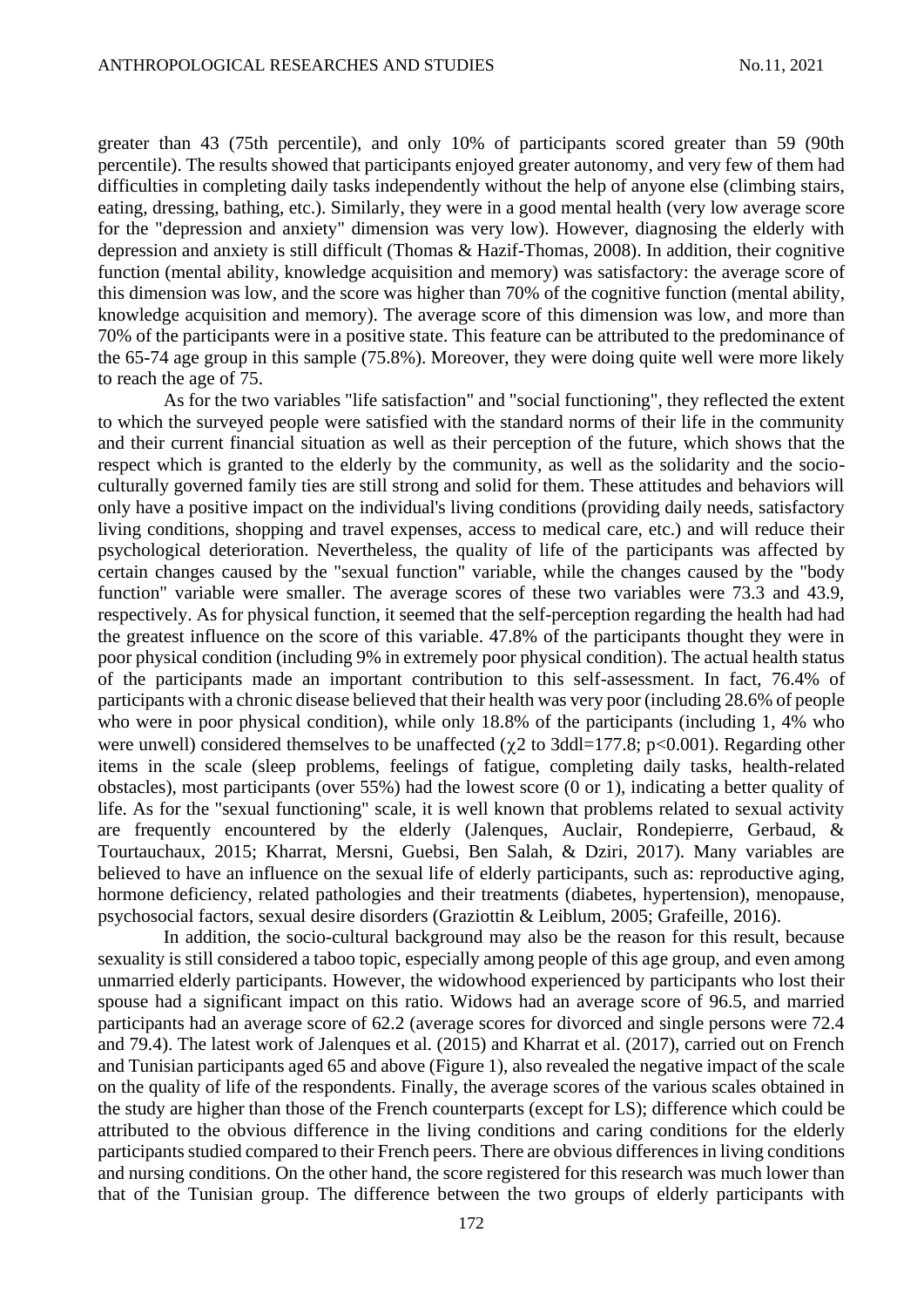greater than 43 (75th percentile), and only 10% of participants scored greater than 59 (90th percentile). The results showed that participants enjoyed greater autonomy, and very few of them had difficulties in completing daily tasks independently without the help of anyone else (climbing stairs, eating, dressing, bathing, etc.). Similarly, they were in a good mental health (very low average score for the "depression and anxiety" dimension was very low). However, diagnosing the elderly with depression and anxiety is still difficult (Thomas & Hazif-Thomas, 2008). In addition, their cognitive function (mental ability, knowledge acquisition and memory) was satisfactory: the average score of this dimension was low, and the score was higher than 70% of the cognitive function (mental ability, knowledge acquisition and memory). The average score of this dimension was low, and more than 70% of the participants were in a positive state. This feature can be attributed to the predominance of the 65-74 age group in this sample (75.8%). Moreover, they were doing quite well were more likely to reach the age of 75.

As for the two variables "life satisfaction" and "social functioning", they reflected the extent to which the surveyed people were satisfied with the standard norms of their life in the community and their current financial situation as well as their perception of the future, which shows that the respect which is granted to the elderly by the community, as well as the solidarity and the socio-culturally governed family ties are still strong and solid for them. These attitudes and behaviors will only have a positive impact on the individual's living conditions (providing daily needs, satisfactory living conditions, shopping and travel expenses, access to medical care, etc.) and will reduce their psychological deterioration. Nevertheless, the quality of life of the participants was affected by certain changes caused by the "sexual function" variable, while the changes caused by the "body function" variable were smaller. The average scores of these two variables were 73.3 and 43.9, respectively. As for physical function, it seemed that the self-perception regarding the health had had the greatest influence on the score of this variable. 47.8% of the participants thought they were in poor physical condition (including 9% in extremely poor physical condition). The actual health status of the participants made an important contribution to this self-assessment. In fact, 76.4% of participants with a chronic disease believed that their health was very poor (including 28.6% of people who were in poor physical condition), while only 18.8% of the participants (including 1, 4% who were unwell) considered themselves to be unaffected ($\chi 2$ to 3ddl=177.8; $p<0.001$). Regarding other items in the scale (sleep problems, feelings of fatigue, completing daily tasks, health-related obstacles), most participants (over 55%) had the lowest score (0 or 1), indicating a better quality of life. As for the "sexual functioning" scale, it is well known that problems related to sexual activity are frequently encountered by the elderly (Jalenques, Auclair, Rondepierre, Gerbaud, & Tourtauchaux, 2015; Kharrat, Mersni, Guebsi, Ben Salah, & Dziri, 2017). Many variables are believed to have an influence on the sexual life of elderly participants, such as: reproductive aging, hormone deficiency, related pathologies and their treatments (diabetes, hypertension), menopause, psychosocial factors, sexual desire disorders (Graziottin & Leiblum, 2005; Grafeille, 2016).

In addition, the socio-cultural background may also be the reason for this result, because sexuality is still considered a taboo topic, especially among people of this age group, and even among unmarried elderly participants. However, the widowhood experienced by participants who lost their spouse had a significant impact on this ratio. Widows had an average score of 96.5, and married participants had an average score of 62.2 (average scores for divorced and single persons were 72.4 and 79.4). The latest work of Jalenques et al. (2015) and Kharrat et al. (2017), carried out on French and Tunisian participants aged 65 and above (Figure 1), also revealed the negative impact of the scale on the quality of life of the respondents. Finally, the average scores of the various scales obtained in the study are higher than those of the French counterparts (except for LS); difference which could be attributed to the obvious difference in the living conditions and caring conditions for the elderly participants studied compared to their French peers. There are obvious differences in living conditions and nursing conditions. On the other hand, the score registered for this research was much lower than that of the Tunisian group. The difference between the two groups of elderly participants with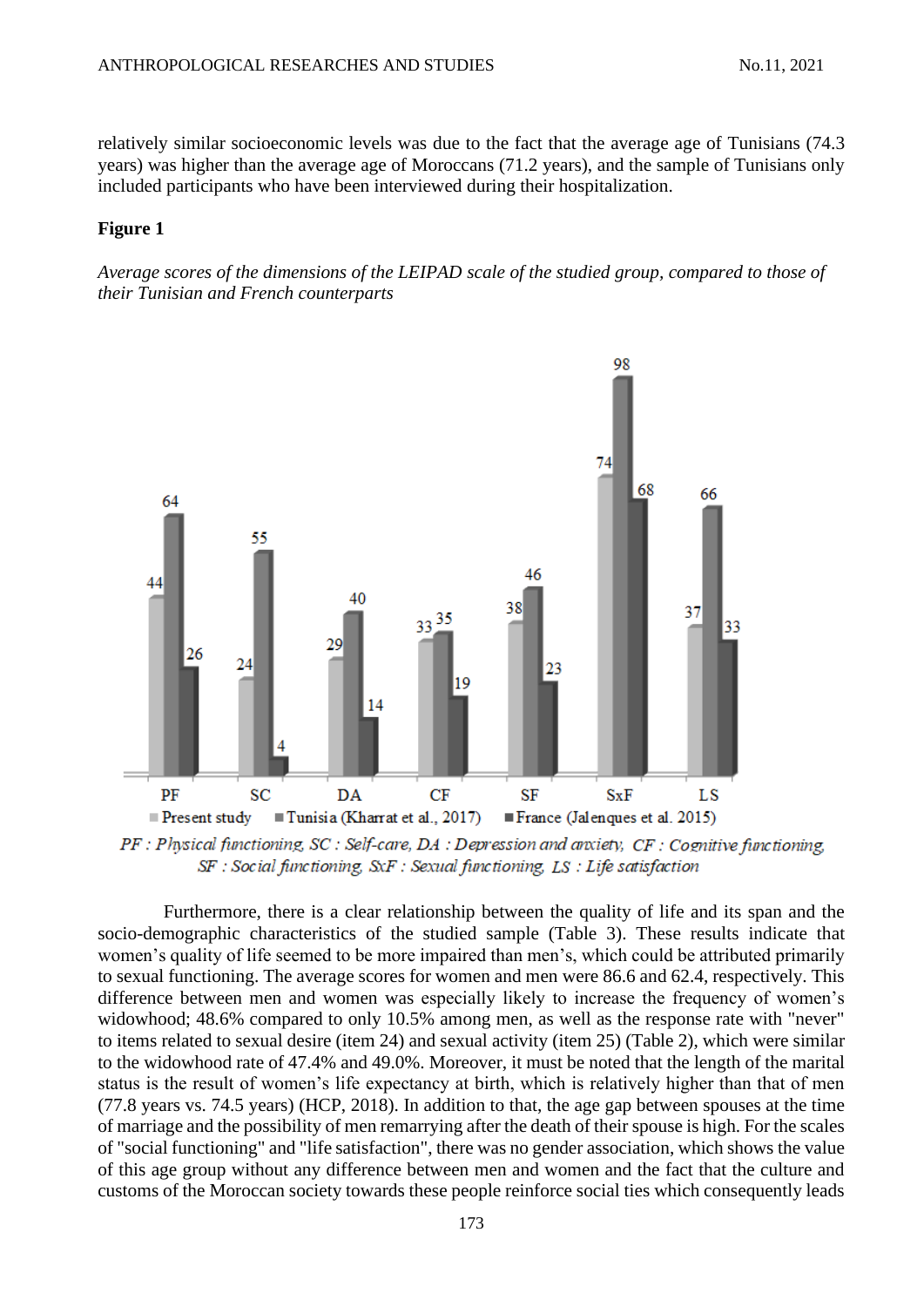relatively similar socioeconomic levels was due to the fact that the average age of Tunisians (74.3 years) was higher than the average age of Moroccans (71.2 years), and the sample of Tunisians only included participants who have been interviewed during their hospitalization.

**Figure 1**

*Average scores of the dimensions of the LEIPAD scale of the studied group, compared to those of their Tunisian and French counterparts*

| | PF | SC | DA | CF | SF | SxF | LS |
|---|---|---|---|---|---|---|---|
| Present study | 44 | 24 | 29 | 33 | 38 | 74 | 37 |
| Tunisia (Kharrat et al., 2017) | 64 | 55 | 40 | 35 | 46 | 98 | 66 |
| France (Jalenques et al. 2015) | 26 | 4 | 14 | 19 | 23 | 68 | 33 |

*PF : Physical functioning, SC : Self-care, DA : Depression and anxiety, CF : Cognitive functioning, SF : Social functioning, SxF : Sexual functioning, LS : Life satisfaction*

Furthermore, there is a clear relationship between the quality of life and its span and the socio-demographic characteristics of the studied sample (Table 3). These results indicate that women's quality of life seemed to be more impaired than men's, which could be attributed primarily to sexual functioning. The average scores for women and men were 86.6 and 62.4, respectively. This difference between men and women was especially likely to increase the frequency of women's widowhood; 48.6% compared to only 10.5% among men, as well as the response rate with "never" to items related to sexual desire (item 24) and sexual activity (item 25) (Table 2), which were similar to the widowhood rate of 47.4% and 49.0%. Moreover, it must be noted that the length of the marital status is the result of women's life expectancy at birth, which is relatively higher than that of men (77.8 years vs. 74.5 years) (HCP, 2018). In addition to that, the age gap between spouses at the time of marriage and the possibility of men remarrying after the death of their spouse is high. For the scales of "social functioning" and "life satisfaction", there was no gender association, which shows the value of this age group without any difference between men and women and the fact that the culture and customs of the Moroccan society towards these people reinforce social ties which consequently leads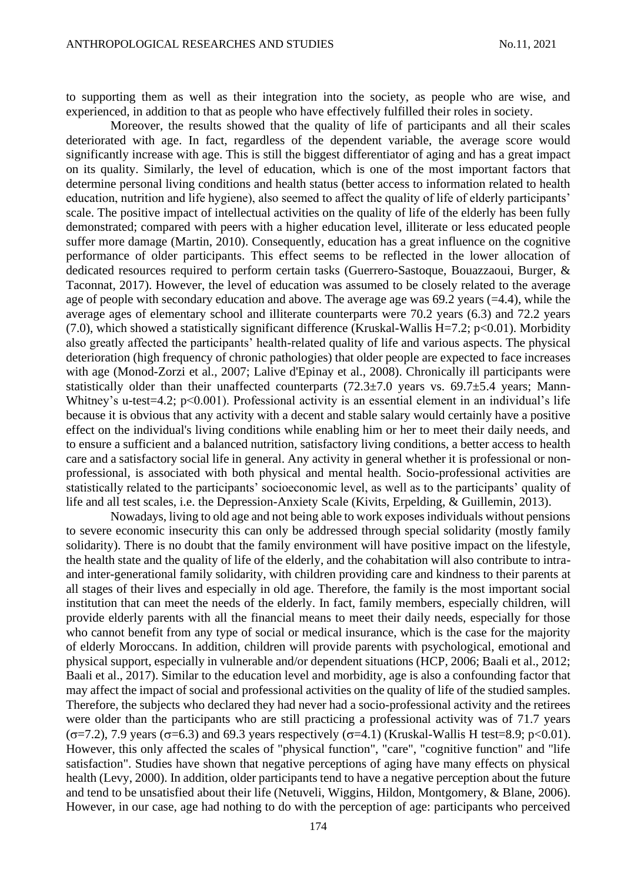to supporting them as well as their integration into the society, as people who are wise, and experienced, in addition to that as people who have effectively fulfilled their roles in society.

Moreover, the results showed that the quality of life of participants and all their scales deteriorated with age. In fact, regardless of the dependent variable, the average score would significantly increase with age. This is still the biggest differentiator of aging and has a great impact on its quality. Similarly, the level of education, which is one of the most important factors that determine personal living conditions and health status (better access to information related to health education, nutrition and life hygiene), also seemed to affect the quality of life of elderly participants' scale. The positive impact of intellectual activities on the quality of life of the elderly has been fully demonstrated; compared with peers with a higher education level, illiterate or less educated people suffer more damage (Martin, 2010). Consequently, education has a great influence on the cognitive performance of older participants. This effect seems to be reflected in the lower allocation of dedicated resources required to perform certain tasks (Guerrero-Sastoque, Bouazzaoui, Burger, & Taconnat, 2017). However, the level of education was assumed to be closely related to the average age of people with secondary education and above. The average age was 69.2 years (=4.4), while the average ages of elementary school and illiterate counterparts were 70.2 years (6.3) and 72.2 years (7.0), which showed a statistically significant difference (Kruskal-Wallis H=7.2; $p<0.01$). Morbidity also greatly affected the participants' health-related quality of life and various aspects. The physical deterioration (high frequency of chronic pathologies) that older people are expected to face increases with age (Monod-Zorzi et al., 2007; Lalive d'Epinay et al., 2008). Chronically ill participants were statistically older than their unaffected counterparts (72.3±7.0 years vs. 69.7±5.4 years; Mann-Whitney's u-test=4.2; $p<0.001$). Professional activity is an essential element in an individual's life because it is obvious that any activity with a decent and stable salary would certainly have a positive effect on the individual's living conditions while enabling him or her to meet their daily needs, and to ensure a sufficient and a balanced nutrition, satisfactory living conditions, a better access to health care and a satisfactory social life in general. Any activity in general whether it is professional or non-professional, is associated with both physical and mental health. Socio-professional activities are statistically related to the participants' socioeconomic level, as well as to the participants' quality of life and all test scales, i.e. the Depression-Anxiety Scale (Kivits, Erpelding, & Guillemin, 2013).

Nowadays, living to old age and not being able to work exposes individuals without pensions to severe economic insecurity this can only be addressed through special solidarity (mostly family solidarity). There is no doubt that the family environment will have positive impact on the lifestyle, the health state and the quality of life of the elderly, and the cohabitation will also contribute to intra-and inter-generational family solidarity, with children providing care and kindness to their parents at all stages of their lives and especially in old age. Therefore, the family is the most important social institution that can meet the needs of the elderly. In fact, family members, especially children, will provide elderly parents with all the financial means to meet their daily needs, especially for those who cannot benefit from any type of social or medical insurance, which is the case for the majority of elderly Moroccans. In addition, children will provide parents with psychological, emotional and physical support, especially in vulnerable and/or dependent situations (HCP, 2006; Baali et al., 2012; Baali et al., 2017). Similar to the education level and morbidity, age is also a confounding factor that may affect the impact of social and professional activities on the quality of life of the studied samples. Therefore, the subjects who declared they had never had a socio-professional activity and the retirees were older than the participants who are still practicing a professional activity was of 71.7 years ($\sigma$=7.2), 7.9 years ($\sigma$=6.3) and 69.3 years respectively ($\sigma$=4.1) (Kruskal-Wallis H test=8.9; $p<0.01$). However, this only affected the scales of "physical function", "care", "cognitive function" and "life satisfaction". Studies have shown that negative perceptions of aging have many effects on physical health (Levy, 2000). In addition, older participants tend to have a negative perception about the future and tend to be unsatisfied about their life (Netuveli, Wiggins, Hildon, Montgomery, & Blane, 2006). However, in our case, age had nothing to do with the perception of age: participants who perceived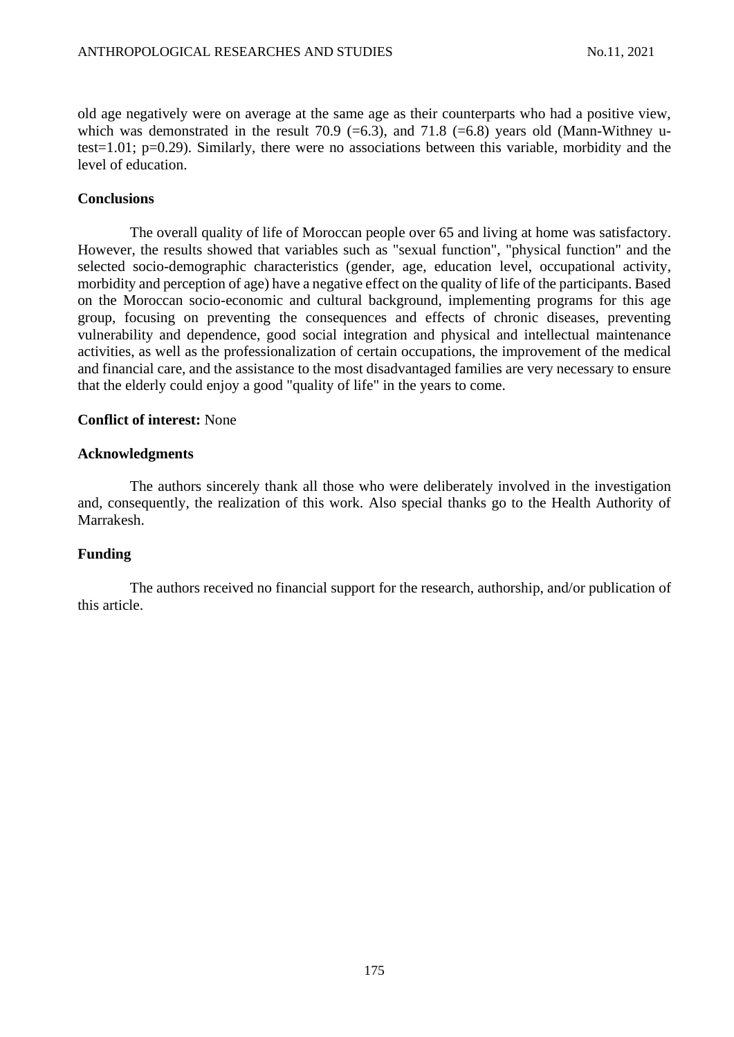old age negatively were on average at the same age as their counterparts who had a positive view, which was demonstrated in the result 70.9 (=6.3), and 71.8 (=6.8) years old (Mann-Withney u-test=1.01; p=0.29). Similarly, there were no associations between this variable, morbidity and the level of education.

**Conclusions**

The overall quality of life of Moroccan people over 65 and living at home was satisfactory. However, the results showed that variables such as "sexual function", "physical function" and the selected socio-demographic characteristics (gender, age, education level, occupational activity, morbidity and perception of age) have a negative effect on the quality of life of the participants. Based on the Moroccan socio-economic and cultural background, implementing programs for this age group, focusing on preventing the consequences and effects of chronic diseases, preventing vulnerability and dependence, good social integration and physical and intellectual maintenance activities, as well as the professionalization of certain occupations, the improvement of the medical and financial care, and the assistance to the most disadvantaged families are very necessary to ensure that the elderly could enjoy a good "quality of life" in the years to come.

**Conflict of interest:** None

**Acknowledgments**

The authors sincerely thank all those who were deliberately involved in the investigation and, consequently, the realization of this work. Also special thanks go to the Health Authority of Marrakesh.

**Funding**

The authors received no financial support for the research, authorship, and/or publication of this article.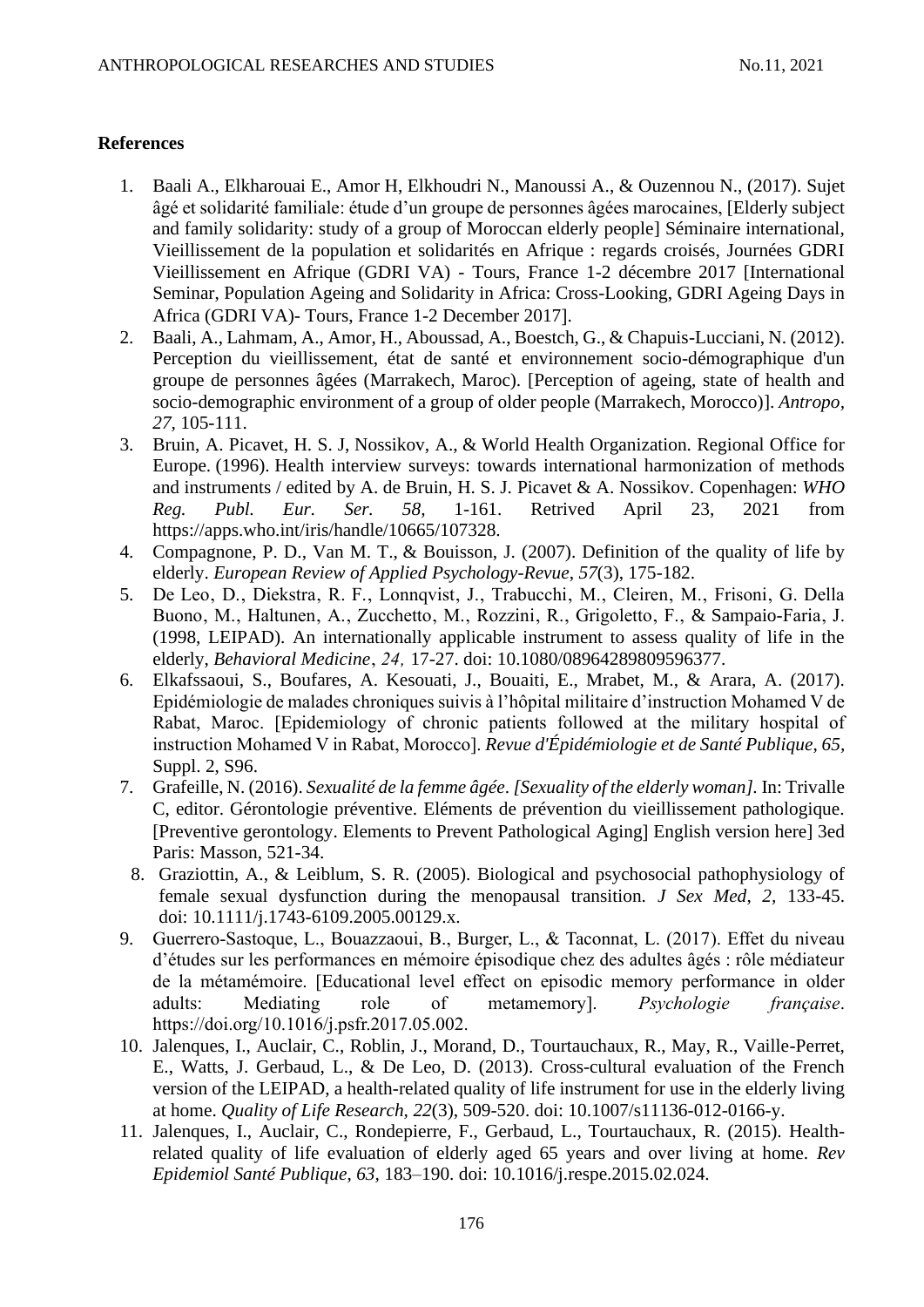## References

1. Baali A., Elkharouai E., Amor H, Elkhoudri N., Manoussi A., & Ouzennou N., (2017). Sujet âgé et solidarité familiale: étude d'un groupe de personnes âgées marocaines, [Elderly subject and family solidarity: study of a group of Moroccan elderly people] Séminaire international, Vieillissement de la population et solidarités en Afrique : regards croisés, Journées GDRI Vieillissement en Afrique (GDRI VA) - Tours, France 1-2 décembre 2017 [International Seminar, Population Ageing and Solidarity in Africa: Cross-Looking, GDRI Ageing Days in Africa (GDRI VA)- Tours, France 1-2 December 2017].
2. Baali, A., Lahmam, A., Amor, H., Aboussad, A., Boestch, G., & Chapuis-Lucciani, N. (2012). Perception du vieillissement, état de santé et environnement socio-démographique d'un groupe de personnes âgées (Marrakech, Maroc). [Perception of ageing, state of health and socio-demographic environment of a group of older people (Marrakech, Morocco)]. *Antropo, 27*, 105-111.
3. Bruin, A. Picavet, H. S. J, Nossikov, A., & World Health Organization. Regional Office for Europe. (1996). Health interview surveys: towards international harmonization of methods and instruments / edited by A. de Bruin, H. S. J. Picavet & A. Nossikov. Copenhagen: *WHO Reg. Publ. Eur. Ser. 58*, 1-161. Retrived April 23, 2021 from https://apps.who.int/iris/handle/10665/107328.
4. Compagnone, P. D., Van M. T., & Bouisson, J. (2007). Definition of the quality of life by elderly. *European Review of Applied Psychology-Revue*, *57*(3), 175-182.
5. De Leo, D., Diekstra, R. F., Lonnqvist, J., Trabucchi, M., Cleiren, M., Frisoni, G. Della Buono, M., Haltunen, A., Zucchetto, M., Rozzini, R., Grigoletto, F., & Sampaio-Faria, J. (1998, LEIPAD). An internationally applicable instrument to assess quality of life in the elderly, *Behavioral Medicine*, *24,* 17-27. doi: 10.1080/08964289809596377.
6. Elkafssaoui, S., Boufares, A. Kesouati, J., Bouaiti, E., Mrabet, M., & Arara, A. (2017). Epidémiologie de malades chroniques suivis à l'hôpital militaire d'instruction Mohamed V de Rabat, Maroc. [Epidemiology of chronic patients followed at the military hospital of instruction Mohamed V in Rabat, Morocco]. *Revue d'Épidémiologie et de Santé Publique*, *65*, Suppl. 2, S96.
7. Grafeille, N. (2016). *Sexualité de la femme âgée*. *[Sexuality of the elderly woman]*. In: Trivalle C, editor. Gérontologie préventive. Eléments de prévention du vieillissement pathologique. [Preventive gerontology. Elements to Prevent Pathological Aging] English version here] 3ed Paris: Masson, 521-34.
8. Graziottin, A., & Leiblum, S. R. (2005). Biological and psychosocial pathophysiology of female sexual dysfunction during the menopausal transition. *J Sex Med*, *2,* 133-45. doi: 10.1111/j.1743-6109.2005.00129.x.
9. Guerrero-Sastoque, L., Bouazzaoui, B., Burger, L., & Taconnat, L. (2017). Effet du niveau d'études sur les performances en mémoire épisodique chez des adultes âgés : rôle médiateur de la métamémoire. [Educational level effect on episodic memory performance in older adults: Mediating role of metamemory]. *Psychologie française*. https://doi.org/10.1016/j.psfr.2017.05.002.
10. Jalenques, I., Auclair, C., Roblin, J., Morand, D., Tourtauchaux, R., May, R., Vaille-Perret, E., Watts, J. Gerbaud, L., & De Leo, D. (2013). Cross-cultural evaluation of the French version of the LEIPAD, a health-related quality of life instrument for use in the elderly living at home. *Quality of Life Research, 22*(3), 509-520. doi: 10.1007/s11136-012-0166-y.
11. Jalenques, I., Auclair, C., Rondepierre, F., Gerbaud, L., Tourtauchaux, R. (2015). Health-related quality of life evaluation of elderly aged 65 years and over living at home. *Rev Epidemiol Santé Publique*, *63*, 183–190. doi: 10.1016/j.respe.2015.02.024.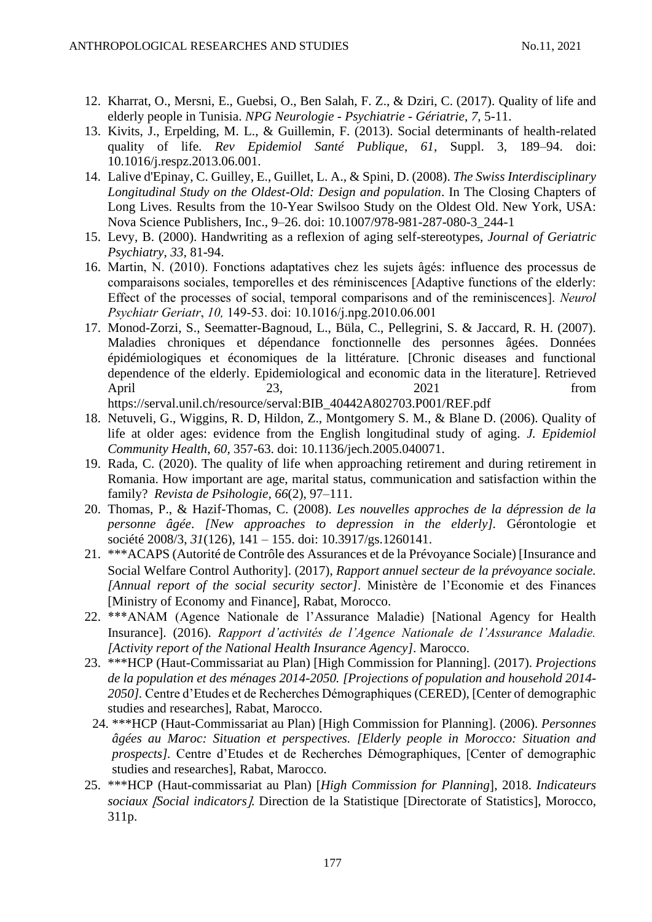12. Kharrat, O., Mersni, E., Guebsi, O., Ben Salah, F. Z., & Dziri, C. (2017). Quality of life and elderly people in Tunisia. *NPG Neurologie - Psychiatrie - Gériatrie*, *7,* 5-11.
13. Kivits, J., Erpelding, M. L., & Guillemin, F. (2013). Social determinants of health-related quality of life. *Rev Epidemiol Santé Publique*, *61*, Suppl. 3, 189–94. doi: 10.1016/j.respz.2013.06.001.
14. Lalive d'Epinay, C. Guilley, E., Guillet, L. A., & Spini, D. (2008). *The Swiss Interdisciplinary Longitudinal Study on the Oldest-Old: Design and population*. In The Closing Chapters of Long Lives. Results from the 10-Year Swilsoo Study on the Oldest Old. New York, USA: Nova Science Publishers, Inc., 9–26. doi: 10.1007/978-981-287-080-3_244-1
15. Levy, B. (2000). Handwriting as a reflexion of aging self-stereotypes, *Journal of Geriatric Psychiatry*, *33,* 81-94.
16. Martin, N. (2010). Fonctions adaptatives chez les sujets âgés: influence des processus de comparaisons sociales, temporelles et des réminiscences [Adaptive functions of the elderly: Effect of the processes of social, temporal comparisons and of the reminiscences]. *Neurol Psychiatr Geriatr*, *10,* 149-53. doi: 10.1016/j.npg.2010.06.001
17. Monod-Zorzi, S., Seematter-Bagnoud, L., Büla, C., Pellegrini, S. & Jaccard, R. H. (2007). Maladies chroniques et dépendance fonctionnelle des personnes âgées. Données épidémiologiques et économiques de la littérature. [Chronic diseases and functional dependence of the elderly. Epidemiological and economic data in the literature]. Retrieved April 23, 2021 from https://serval.unil.ch/resource/serval:BIB_40442A802703.P001/REF.pdf
18. Netuveli, G., Wiggins, R. D, Hildon, Z., Montgomery S. M., & Blane D. (2006). Quality of life at older ages: evidence from the English longitudinal study of aging. *J. Epidemiol Community Health*, *60,* 357-63. doi: 10.1136/jech.2005.040071.
19. Rada, C. (2020). The quality of life when approaching retirement and during retirement in Romania. How important are age, marital status, communication and satisfaction within the family? *Revista de Psihologie*, *66*(2), 97–111.
20. Thomas, P., & Hazif-Thomas, C. (2008). *Les nouvelles approches de la dépression de la personne âgée*. *[New approaches to depression in the elderly]*. Gérontologie et société 2008/3, *31*(126), 141 – 155. doi: 10.3917/gs.1260141.
21. ***ACAPS (Autorité de Contrôle des Assurances et de la Prévoyance Sociale) [Insurance and Social Welfare Control Authority]. (2017), *Rapport annuel secteur de la prévoyance sociale. [Annual report of the social security sector]*. Ministère de l'Economie et des Finances [Ministry of Economy and Finance], Rabat, Morocco.
22. ***ANAM (Agence Nationale de l'Assurance Maladie) [National Agency for Health Insurance]. (2016). *Rapport d'activités de l'Agence Nationale de l'Assurance Maladie. [Activity report of the National Health Insurance Agency]*. Marocco.
23. ***HCP (Haut-Commissariat au Plan) [High Commission for Planning]. (2017). *Projections de la population et des ménages 2014-2050. [Projections of population and household 2014-2050].* Centre d'Etudes et de Recherches Démographiques (CERED), [Center of demographic studies and researches], Rabat, Marocco.
24. ***HCP (Haut-Commissariat au Plan) [High Commission for Planning]. (2006). *Personnes âgées au Maroc: Situation et perspectives. [Elderly people in Morocco: Situation and prospects]*. Centre d'Etudes et de Recherches Démographiques, [Center of demographic studies and researches], Rabat, Marocco.
25. ***HCP (Haut-commissariat au Plan) [*High Commission for Planning*], 2018. *Indicateurs sociaux [Social indicators].* Direction de la Statistique [Directorate of Statistics], Morocco, 311p.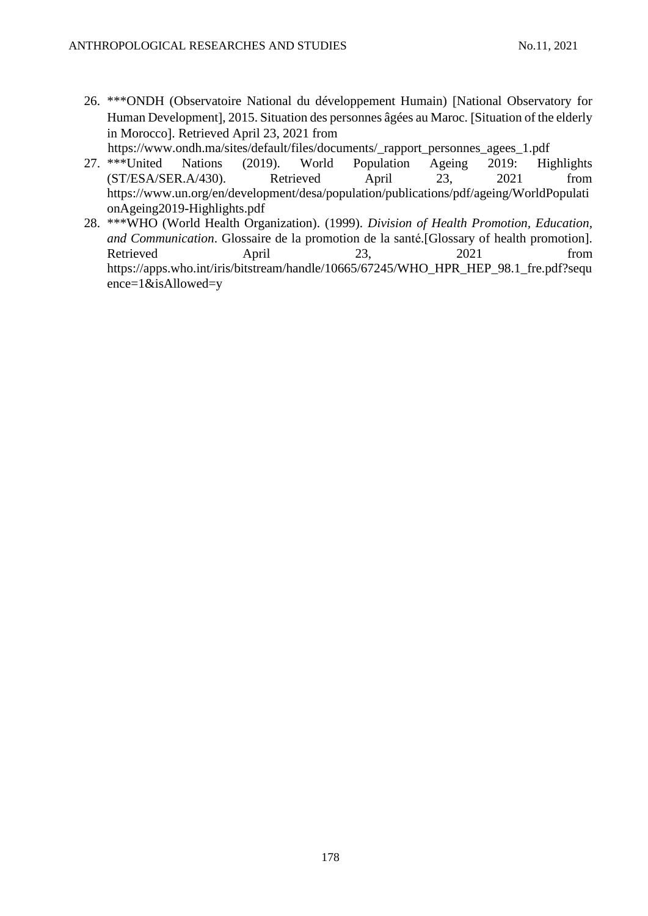26. ***ONDH (Observatoire National du développement Humain) [National Observatory for Human Development], 2015. Situation des personnes âgées au Maroc. [Situation of the elderly in Morocco]. Retrieved April 23, 2021 from https://www.ondh.ma/sites/default/files/documents/_rapport_personnes_agees_1.pdf
27. ***United Nations (2019). World Population Ageing 2019: Highlights (ST/ESA/SER.A/430). Retrieved April 23, 2021 from https://www.un.org/en/development/desa/population/publications/pdf/ageing/WorldPopulationAgeing2019-Highlights.pdf
28. ***WHO (World Health Organization). (1999). *Division of Health Promotion, Education, and Communication*. Glossaire de la promotion de la santé.[Glossary of health promotion]. Retrieved April 23, 2021 from https://apps.who.int/iris/bitstream/handle/10665/67245/WHO_HPR_HEP_98.1_fre.pdf?sequence=1&isAllowed=y